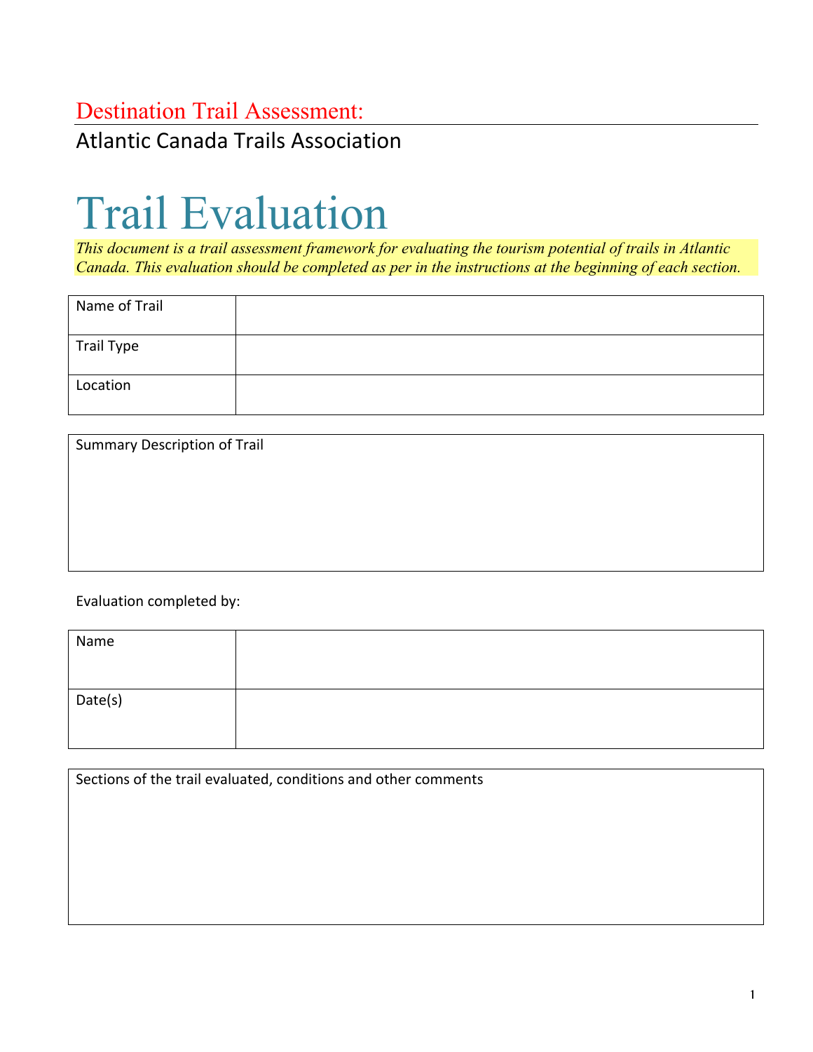## Destination Trail Assessment:

Atlantic Canada Trails Association

# Trail Evaluation

*This document is a trail assessment framework for evaluating the tourism potential of trails in Atlantic Canada. This evaluation should be completed as per in the instructions at the beginning of each section.*

| Name of Trail | |
|---|---|
| Trail Type | |
| Location | |

| Summary Description of Trail |
|---|
| |

Evaluation completed by:

| Name | |
|---|---|
| Date(s) | |

| Sections of the trail evaluated, conditions and other comments |
|---|
| |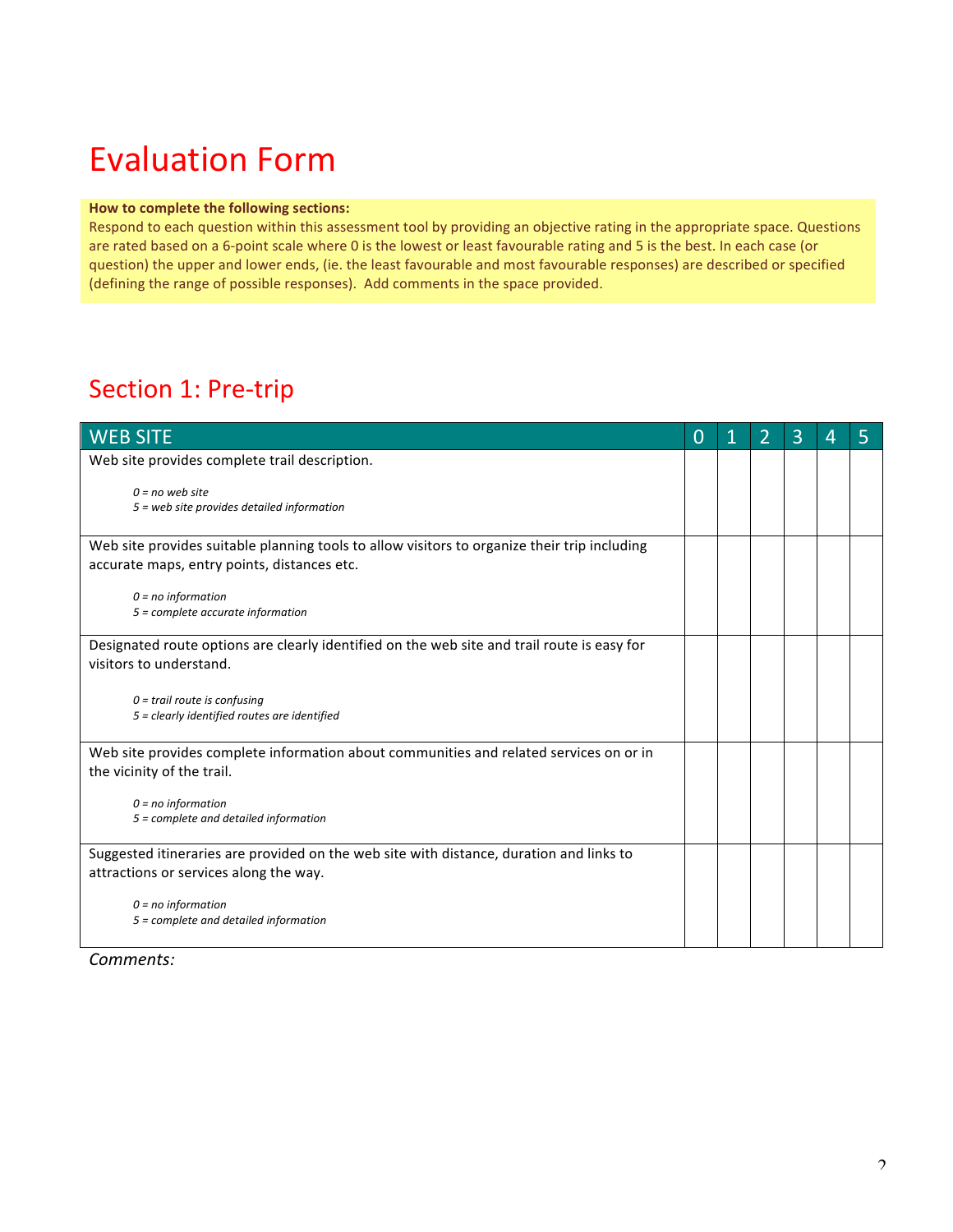# Evaluation Form

**How to complete the following sections:**
Respond to each question within this assessment tool by providing an objective rating in the appropriate space. Questions are rated based on a 6-point scale where 0 is the lowest or least favourable rating and 5 is the best. In each case (or question) the upper and lower ends, (ie. the least favourable and most favourable responses) are described or specified (defining the range of possible responses). Add comments in the space provided.

## Section 1: Pre-trip

| WEB SITE | 0 | 1 | 2 | 3 | 4 | 5 |
|---|---|---|---|---|---|---|
| Web site provides complete trail description.<br><br>*0 = no web site*<br>*5 = web site provides detailed information* | | | | | | |
| Web site provides suitable planning tools to allow visitors to organize their trip including accurate maps, entry points, distances etc.<br><br>*0 = no information*<br>*5 = complete accurate information* | | | | | | |
| Designated route options are clearly identified on the web site and trail route is easy for visitors to understand.<br><br>*0 = trail route is confusing*<br>*5 = clearly identified routes are identified* | | | | | | |
| Web site provides complete information about communities and related services on or in the vicinity of the trail.<br><br>*0 = no information*<br>*5 = complete and detailed information* | | | | | | |
| Suggested itineraries are provided on the web site with distance, duration and links to attractions or services along the way.<br><br>*0 = no information*<br>*5 = complete and detailed information* | | | | | | |

*Comments:*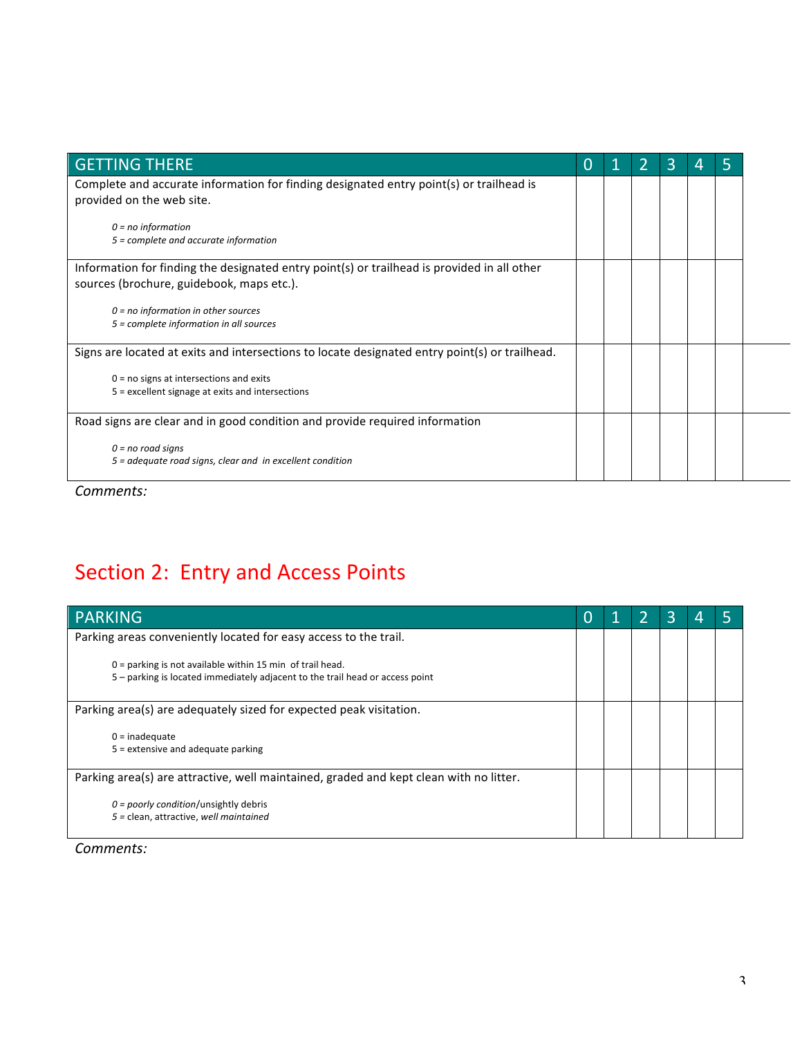| GETTING THERE | 0 | 1 | 2 | 3 | 4 | 5 |
|---|---|---|---|---|---|---|
| Complete and accurate information for finding designated entry point(s) or trailhead is provided on the web site.<br><br>*0 = no information*<br>*5 = complete and accurate information* | | | | | | |
| Information for finding the designated entry point(s) or trailhead is provided in all other sources (brochure, guidebook, maps etc.).<br><br>*0 = no information in other sources*<br>*5 = complete information in all sources* | | | | | | |
| Signs are located at exits and intersections to locate designated entry point(s) or trailhead.<br><br>0 = no signs at intersections and exits<br>5 = excellent signage at exits and intersections | | | | | | |
| Road signs are clear and in good condition and provide required information<br><br>*0 = no road signs*<br>*5 = adequate road signs, clear and in excellent condition* | | | | | | |

*Comments:*

## Section 2: Entry and Access Points

| PARKING | 0 | 1 | 2 | 3 | 4 | 5 |
|---|---|---|---|---|---|---|
| Parking areas conveniently located for easy access to the trail.<br><br>0 = parking is not available within 15 min of trail head.<br>5 – parking is located immediately adjacent to the trail head or access point | | | | | | |
| Parking area(s) are adequately sized for expected peak visitation.<br><br>0 = inadequate<br>5 = extensive and adequate parking | | | | | | |
| Parking area(s) are attractive, well maintained, graded and kept clean with no litter.<br><br>*0 = poorly condition*/unsightly debris<br>5 = clean, attractive, *well maintained* | | | | | | |

*Comments:*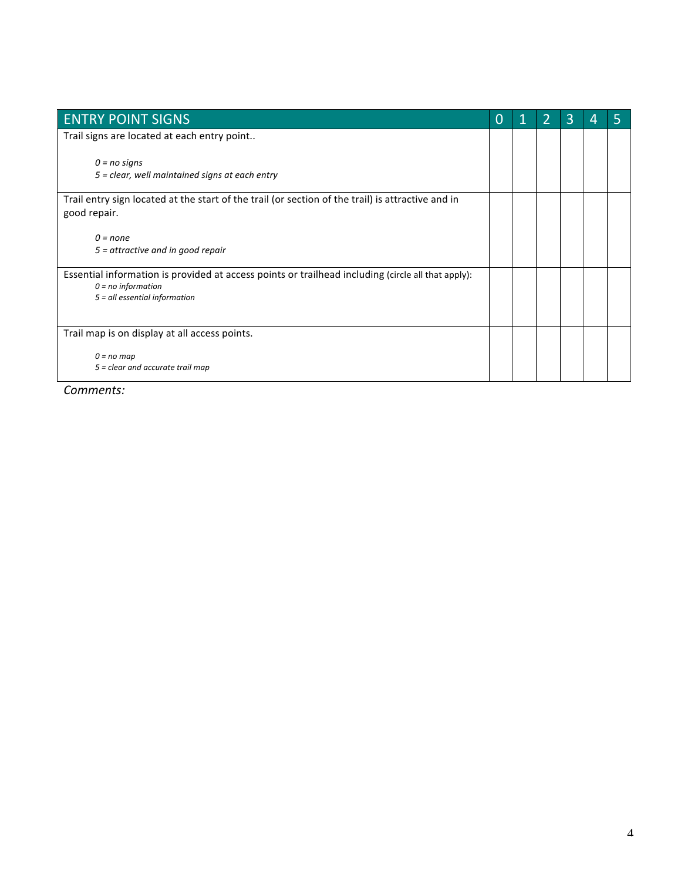| ENTRY POINT SIGNS | 0 | 1 | 2 | 3 | 4 | 5 |
|---|---|---|---|---|---|---|
| Trail signs are located at each entry point..<br><br>*0 = no signs*<br>*5 = clear, well maintained signs at each entry* | | | | | | |
| Trail entry sign located at the start of the trail (or section of the trail) is attractive and in good repair.<br><br>*0 = none*<br>*5 = attractive and in good repair* | | | | | | |
| Essential information is provided at access points or trailhead including (circle all that apply):<br>*0 = no information*<br>*5 = all essential information* | | | | | | |
| Trail map is on display at all access points.<br><br>*0 = no map*<br>*5 = clear and accurate trail map* | | | | | | |

*Comments:*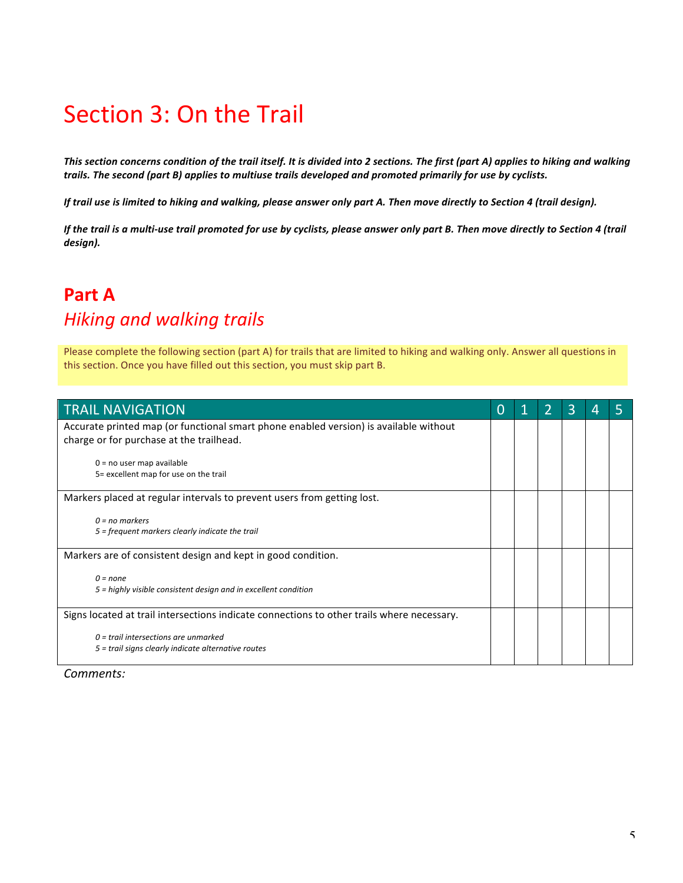# Section 3: On the Trail

***This section concerns condition of the trail itself. It is divided into 2 sections. The first (part A) applies to hiking and walking trails. The second (part B) applies to multiuse trails developed and promoted primarily for use by cyclists.***

***If trail use is limited to hiking and walking, please answer only part A. Then move directly to Section 4 (trail design).***

***If the trail is a multi-use trail promoted for use by cyclists, please answer only part B. Then move directly to Section 4 (trail design).***

## Part A

## *Hiking and walking trails*

Please complete the following section (part A) for trails that are limited to hiking and walking only. Answer all questions in this section. Once you have filled out this section, you must skip part B.

| TRAIL NAVIGATION | 0 | 1 | 2 | 3 | 4 | 5 |
|---|---|---|---|---|---|---|
| Accurate printed map (or functional smart phone enabled version) is available without charge or for purchase at the trailhead.<br><br>0 = no user map available<br>5= excellent map for use on the trail | | | | | | |
| Markers placed at regular intervals to prevent users from getting lost.<br><br>*0 = no markers*<br>*5 = frequent markers clearly indicate the trail* | | | | | | |
| Markers are of consistent design and kept in good condition.<br><br>*0 = none*<br>*5 = highly visible consistent design and in excellent condition* | | | | | | |
| Signs located at trail intersections indicate connections to other trails where necessary.<br><br>*0 = trail intersections are unmarked*<br>*5 = trail signs clearly indicate alternative routes* | | | | | | |

*Comments:*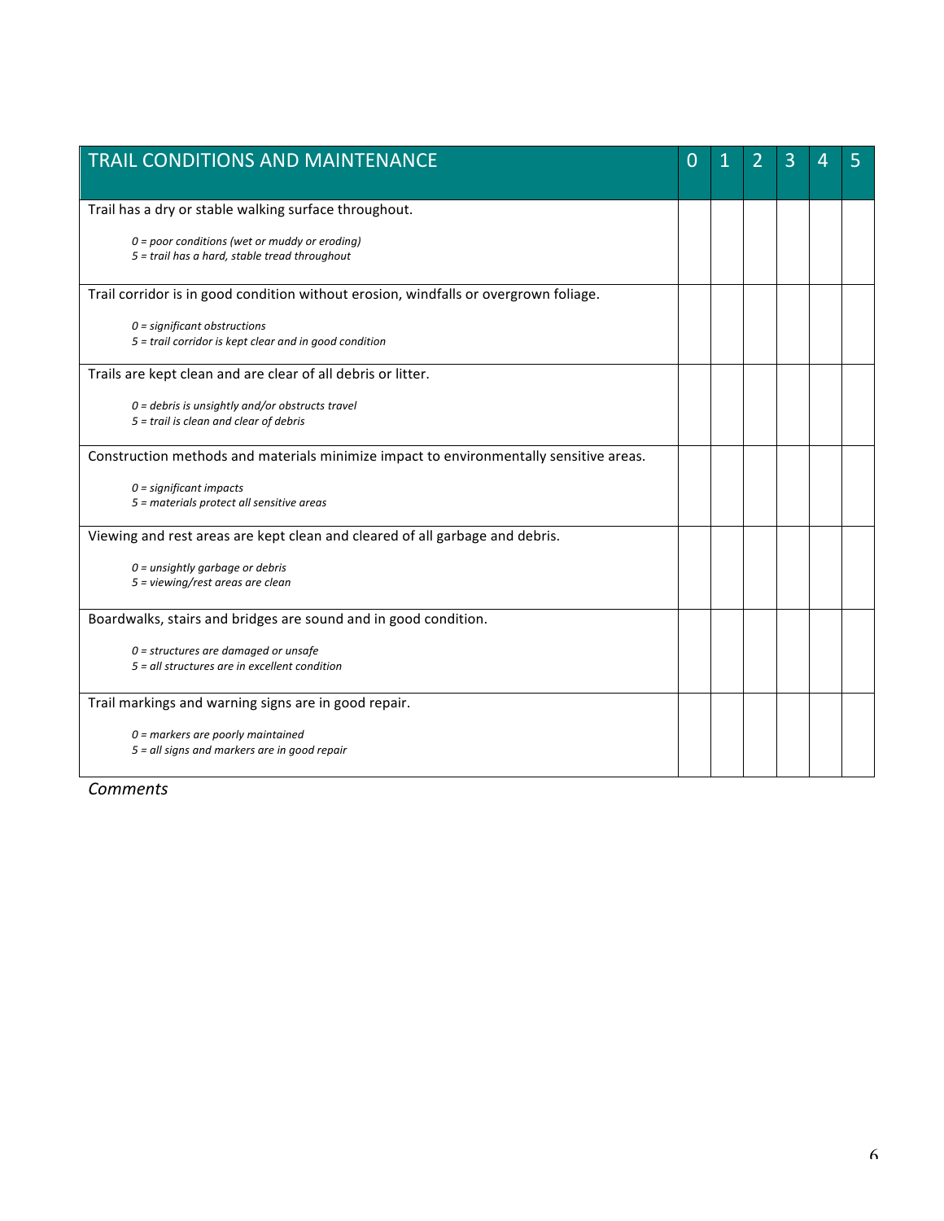| TRAIL CONDITIONS AND MAINTENANCE | 0 | 1 | 2 | 3 | 4 | 5 |
|---|---|---|---|---|---|---|
| Trail has a dry or stable walking surface throughout.<br><br>*0 = poor conditions (wet or muddy or eroding)*<br>*5 = trail has a hard, stable tread throughout* | | | | | | |
| Trail corridor is in good condition without erosion, windfalls or overgrown foliage.<br><br>*0 = significant obstructions*<br>*5 = trail corridor is kept clear and in good condition* | | | | | | |
| Trails are kept clean and are clear of all debris or litter.<br><br>*0 = debris is unsightly and/or obstructs travel*<br>*5 = trail is clean and clear of debris* | | | | | | |
| Construction methods and materials minimize impact to environmentally sensitive areas.<br><br>*0 = significant impacts*<br>*5 = materials protect all sensitive areas* | | | | | | |
| Viewing and rest areas are kept clean and cleared of all garbage and debris.<br><br>*0 = unsightly garbage or debris*<br>*5 = viewing/rest areas are clean* | | | | | | |
| Boardwalks, stairs and bridges are sound and in good condition.<br><br>*0 = structures are damaged or unsafe*<br>*5 = all structures are in excellent condition* | | | | | | |
| Trail markings and warning signs are in good repair.<br><br>*0 = markers are poorly maintained*<br>*5 = all signs and markers are in good repair* | | | | | | |

*Comments*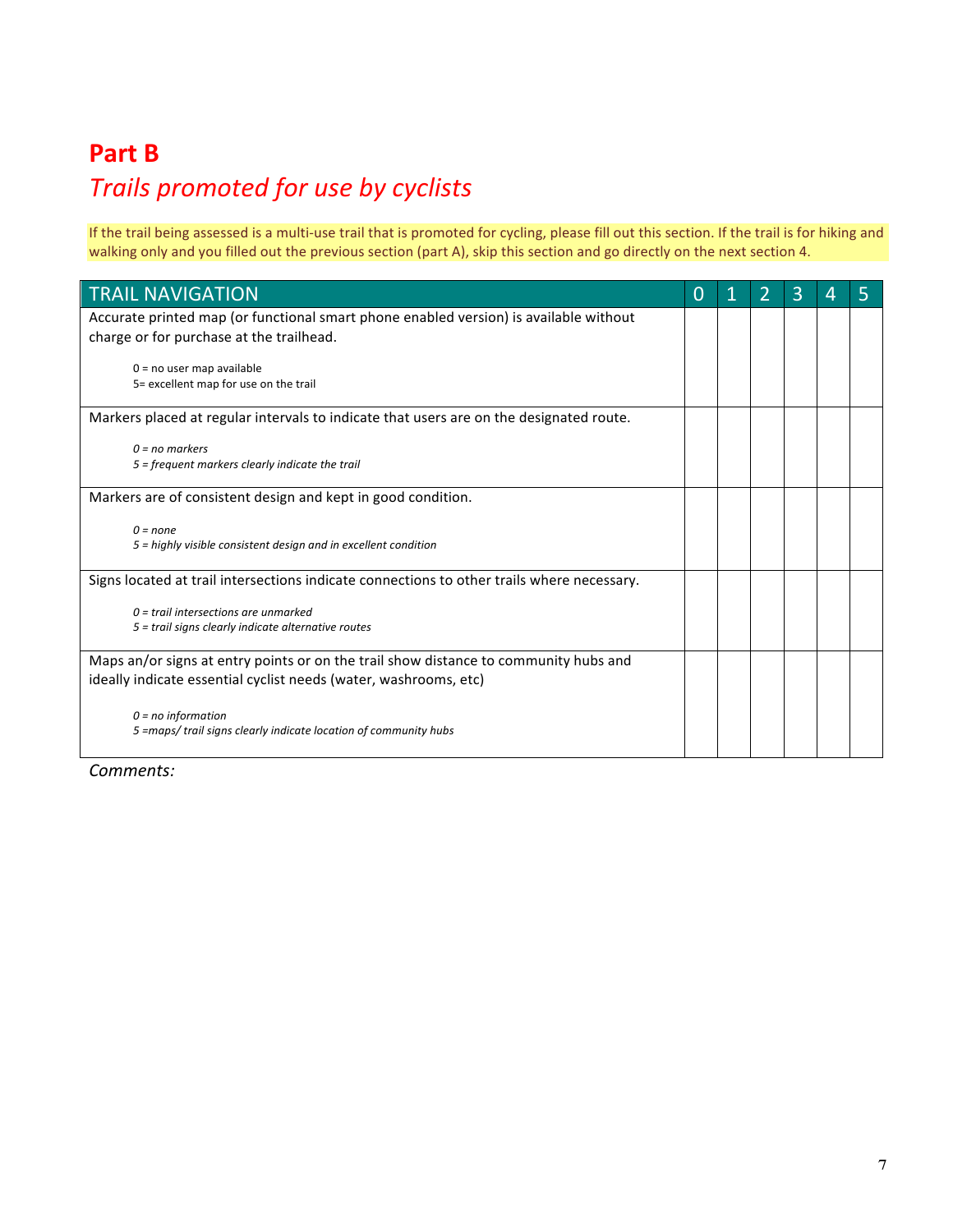# Part B

## *Trails promoted for use by cyclists*

If the trail being assessed is a multi-use trail that is promoted for cycling, please fill out this section. If the trail is for hiking and walking only and you filled out the previous section (part A), skip this section and go directly on the next section 4.

| TRAIL NAVIGATION | 0 | 1 | 2 | 3 | 4 | 5 |
|---|---|---|---|---|---|---|
| Accurate printed map (or functional smart phone enabled version) is available without charge or for purchase at the trailhead.<br><br>0 = no user map available<br>5= excellent map for use on the trail | | | | | | |
| Markers placed at regular intervals to indicate that users are on the designated route.<br><br>*0 = no markers*<br>*5 = frequent markers clearly indicate the trail* | | | | | | |
| Markers are of consistent design and kept in good condition.<br><br>*0 = none*<br>*5 = highly visible consistent design and in excellent condition* | | | | | | |
| Signs located at trail intersections indicate connections to other trails where necessary.<br><br>*0 = trail intersections are unmarked*<br>*5 = trail signs clearly indicate alternative routes* | | | | | | |
| Maps an/or signs at entry points or on the trail show distance to community hubs and ideally indicate essential cyclist needs (water, washrooms, etc)<br><br>*0 = no information*<br>*5 =maps/ trail signs clearly indicate location of community hubs* | | | | | | |

*Comments:*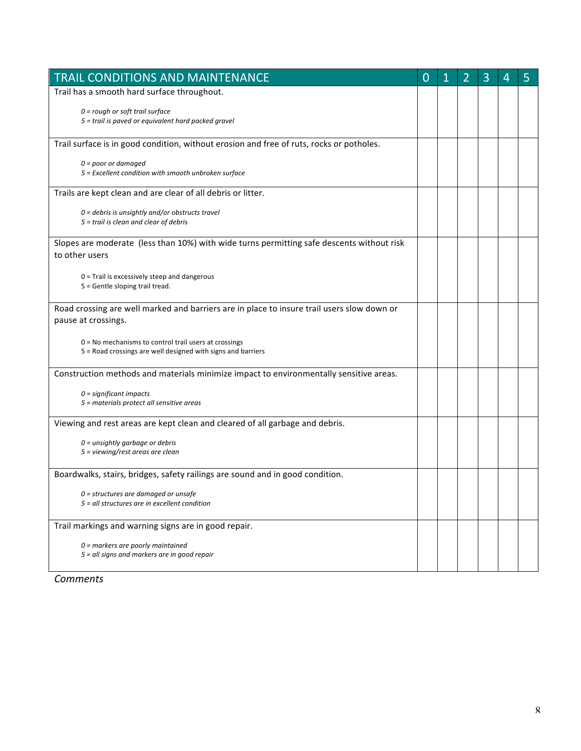| TRAIL CONDITIONS AND MAINTENANCE | 0 | 1 | 2 | 3 | 4 | 5 |
|---|---|---|---|---|---|---|
| Trail has a smooth hard surface throughout.<br><br>*0 = rough or soft trail surface*<br>*5 = trail is paved or equivalent hard packed gravel* | | | | | | |
| Trail surface is in good condition, without erosion and free of ruts, rocks or potholes.<br><br>*0 = poor or damaged*<br>*5 = Excellent condition with smooth unbroken surface* | | | | | | |
| Trails are kept clean and are clear of all debris or litter.<br><br>*0 = debris is unsightly and/or obstructs travel*<br>*5 = trail is clean and clear of debris* | | | | | | |
| Slopes are moderate (less than 10%) with wide turns permitting safe descents without risk to other users<br><br>0 = Trail is excessively steep and dangerous<br>5 = Gentle sloping trail tread. | | | | | | |
| Road crossing are well marked and barriers are in place to insure trail users slow down or pause at crossings.<br><br>0 = No mechanisms to control trail users at crossings<br>5 = Road crossings are well designed with signs and barriers | | | | | | |
| Construction methods and materials minimize impact to environmentally sensitive areas.<br><br>*0 = significant impacts*<br>*5 = materials protect all sensitive areas* | | | | | | |
| Viewing and rest areas are kept clean and cleared of all garbage and debris.<br><br>*0 = unsightly garbage or debris*<br>*5 = viewing/rest areas are clean* | | | | | | |
| Boardwalks, stairs, bridges, safety railings are sound and in good condition.<br><br>*0 = structures are damaged or unsafe*<br>*5 = all structures are in excellent condition* | | | | | | |
| Trail markings and warning signs are in good repair.<br><br>*0 = markers are poorly maintained*<br>*5 = all signs and markers are in good repair* | | | | | | |

*Comments*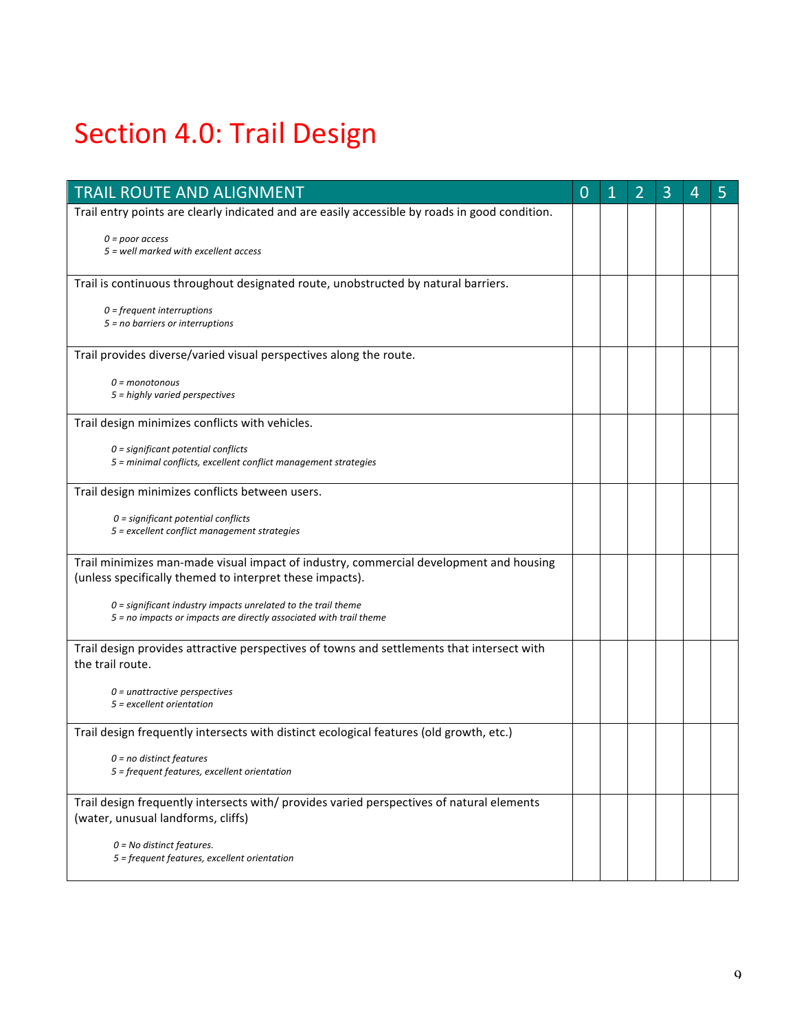# Section 4.0: Trail Design

| TRAIL ROUTE AND ALIGNMENT | 0 | 1 | 2 | 3 | 4 | 5 |
|---|---|---|---|---|---|---|
| Trail entry points are clearly indicated and are easily accessible by roads in good condition.<br><br>*0 = poor access*<br>*5 = well marked with excellent access* | | | | | | |
| Trail is continuous throughout designated route, unobstructed by natural barriers.<br><br>*0 = frequent interruptions*<br>*5 = no barriers or interruptions* | | | | | | |
| Trail provides diverse/varied visual perspectives along the route.<br><br>*0 = monotonous*<br>*5 = highly varied perspectives* | | | | | | |
| Trail design minimizes conflicts with vehicles.<br><br>*0 = significant potential conflicts*<br>*5 = minimal conflicts, excellent conflict management strategies* | | | | | | |
| Trail design minimizes conflicts between users.<br><br>*0 = significant potential conflicts*<br>*5 = excellent conflict management strategies* | | | | | | |
| Trail minimizes man-made visual impact of industry, commercial development and housing (unless specifically themed to interpret these impacts).<br><br>*0 = significant industry impacts unrelated to the trail theme*<br>*5 = no impacts or impacts are directly associated with trail theme* | | | | | | |
| Trail design provides attractive perspectives of towns and settlements that intersect with the trail route.<br><br>*0 = unattractive perspectives*<br>*5 = excellent orientation* | | | | | | |
| Trail design frequently intersects with distinct ecological features (old growth, etc.)<br><br>*0 = no distinct features*<br>*5 = frequent features, excellent orientation* | | | | | | |
| Trail design frequently intersects with/ provides varied perspectives of natural elements (water, unusual landforms, cliffs)<br><br>*0 = No distinct features.*<br>*5 = frequent features, excellent orientation* | | | | | | |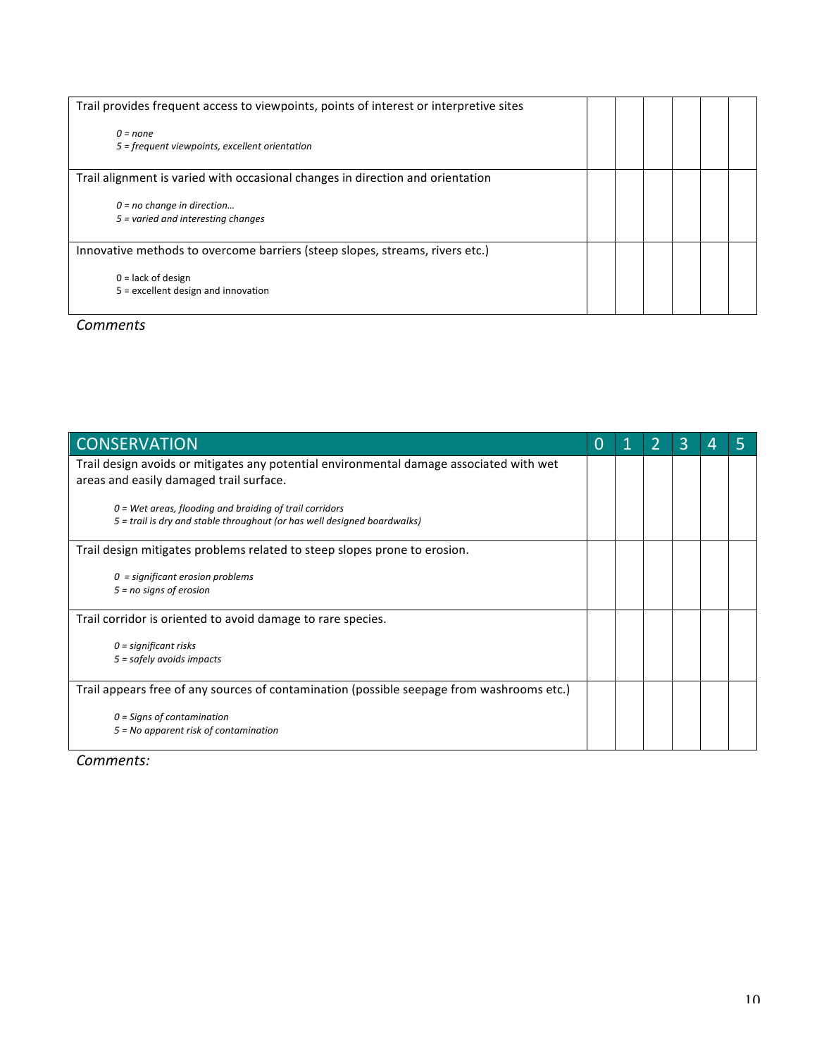| | | | | | | |
|---|---|---|---|---|---|---|
| Trail provides frequent access to viewpoints, points of interest or interpretive sites<br><br>*0 = none*<br>*5 = frequent viewpoints, excellent orientation* | | | | | | |
| Trail alignment is varied with occasional changes in direction and orientation<br><br>*0 = no change in direction…*<br>*5 = varied and interesting changes* | | | | | | |
| Innovative methods to overcome barriers (steep slopes, streams, rivers etc.)<br><br>0 = lack of design<br>5 = excellent design and innovation | | | | | | |

*Comments*

| CONSERVATION | 0 | 1 | 2 | 3 | 4 | 5 |
|---|---|---|---|---|---|---|
| Trail design avoids or mitigates any potential environmental damage associated with wet areas and easily damaged trail surface.<br><br>*0 = Wet areas, flooding and braiding of trail corridors*<br>*5 = trail is dry and stable throughout (or has well designed boardwalks)* | | | | | | |
| Trail design mitigates problems related to steep slopes prone to erosion.<br><br>*0 = significant erosion problems*<br>*5 = no signs of erosion* | | | | | | |
| Trail corridor is oriented to avoid damage to rare species.<br><br>*0 = significant risks*<br>*5 = safely avoids impacts* | | | | | | |
| Trail appears free of any sources of contamination (possible seepage from washrooms etc.)<br><br>*0 = Signs of contamination*<br>*5 = No apparent risk of contamination* | | | | | | |

*Comments:*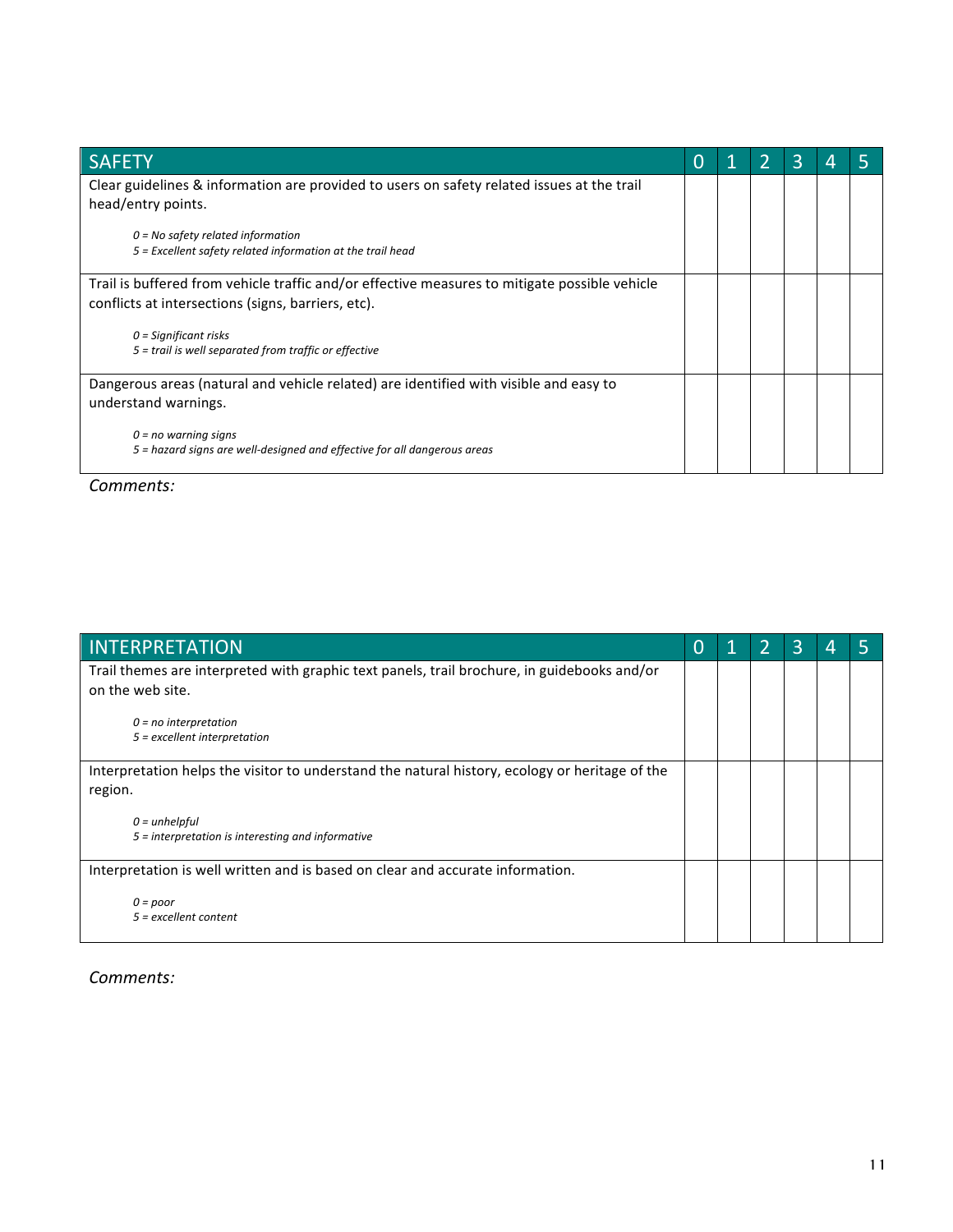| SAFETY | 0 | 1 | 2 | 3 | 4 | 5 |
|---|---|---|---|---|---|---|
| Clear guidelines & information are provided to users on safety related issues at the trail head/entry points.<br><br>*0 = No safety related information*<br>*5 = Excellent safety related information at the trail head* | | | | | | |
| Trail is buffered from vehicle traffic and/or effective measures to mitigate possible vehicle conflicts at intersections (signs, barriers, etc).<br><br>*0 = Significant risks*<br>*5 = trail is well separated from traffic or effective* | | | | | | |
| Dangerous areas (natural and vehicle related) are identified with visible and easy to understand warnings.<br><br>*0 = no warning signs*<br>*5 = hazard signs are well-designed and effective for all dangerous areas* | | | | | | |

*Comments:*

| INTERPRETATION | 0 | 1 | 2 | 3 | 4 | 5 |
|---|---|---|---|---|---|---|
| Trail themes are interpreted with graphic text panels, trail brochure, in guidebooks and/or on the web site.<br><br>*0 = no interpretation*<br>*5 = excellent interpretation* | | | | | | |
| Interpretation helps the visitor to understand the natural history, ecology or heritage of the region.<br><br>*0 = unhelpful*<br>*5 = interpretation is interesting and informative* | | | | | | |
| Interpretation is well written and is based on clear and accurate information.<br><br>*0 = poor*<br>*5 = excellent content* | | | | | | |

*Comments:*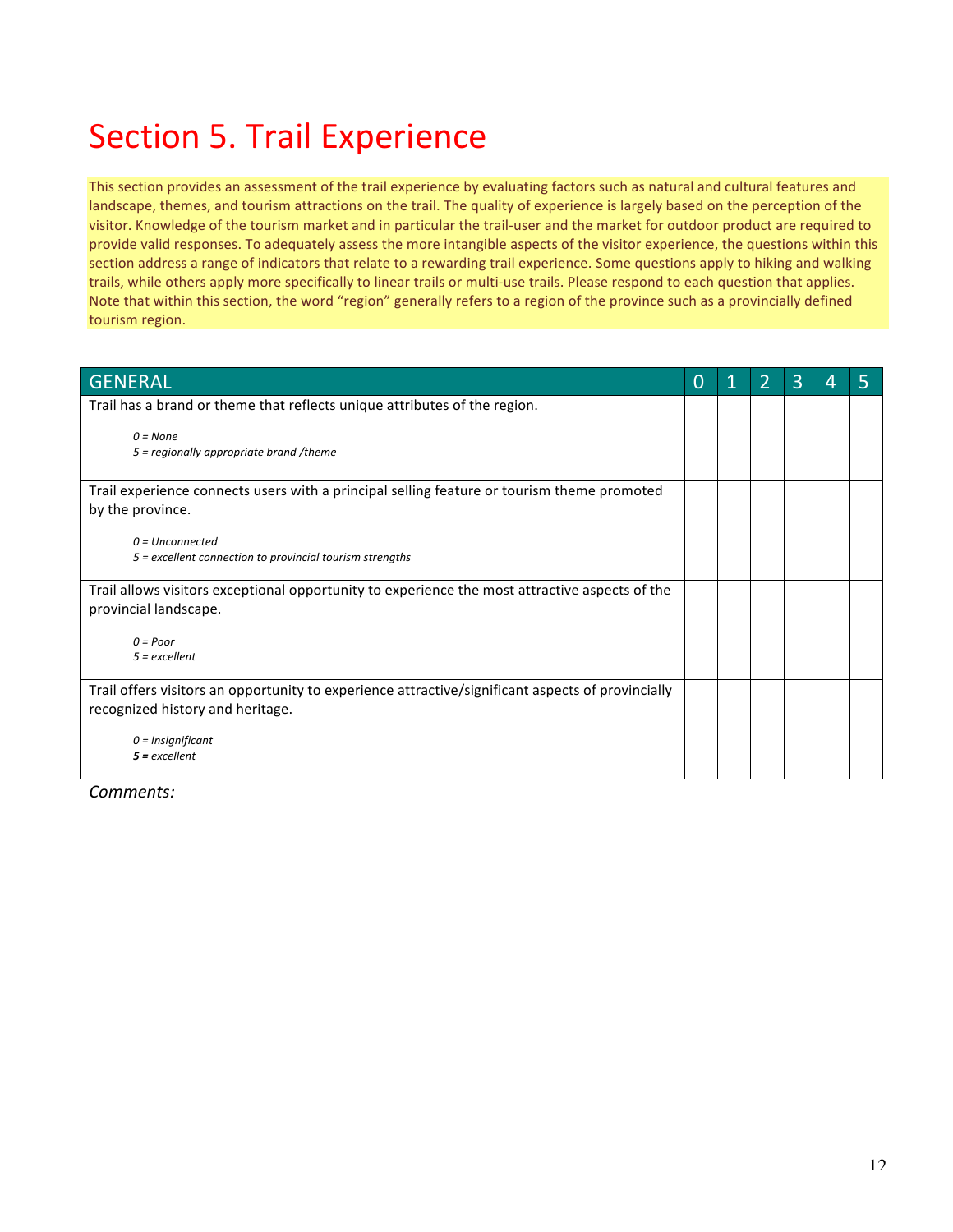# Section 5. Trail Experience

This section provides an assessment of the trail experience by evaluating factors such as natural and cultural features and landscape, themes, and tourism attractions on the trail. The quality of experience is largely based on the perception of the visitor. Knowledge of the tourism market and in particular the trail-user and the market for outdoor product are required to provide valid responses. To adequately assess the more intangible aspects of the visitor experience, the questions within this section address a range of indicators that relate to a rewarding trail experience. Some questions apply to hiking and walking trails, while others apply more specifically to linear trails or multi-use trails. Please respond to each question that applies. Note that within this section, the word "region" generally refers to a region of the province such as a provincially defined tourism region.

| GENERAL | 0 | 1 | 2 | 3 | 4 | 5 |
|---|---|---|---|---|---|---|
| Trail has a brand or theme that reflects unique attributes of the region.<br><br>*0 = None*<br>*5 = regionally appropriate brand /theme* | | | | | | |
| Trail experience connects users with a principal selling feature or tourism theme promoted by the province.<br><br>*0 = Unconnected*<br>*5 = excellent connection to provincial tourism strengths* | | | | | | |
| Trail allows visitors exceptional opportunity to experience the most attractive aspects of the provincial landscape.<br><br>*0 = Poor*<br>*5 = excellent* | | | | | | |
| Trail offers visitors an opportunity to experience attractive/significant aspects of provincially recognized history and heritage.<br><br>*0 = Insignificant*<br>***5 =** excellent* | | | | | | |

*Comments:*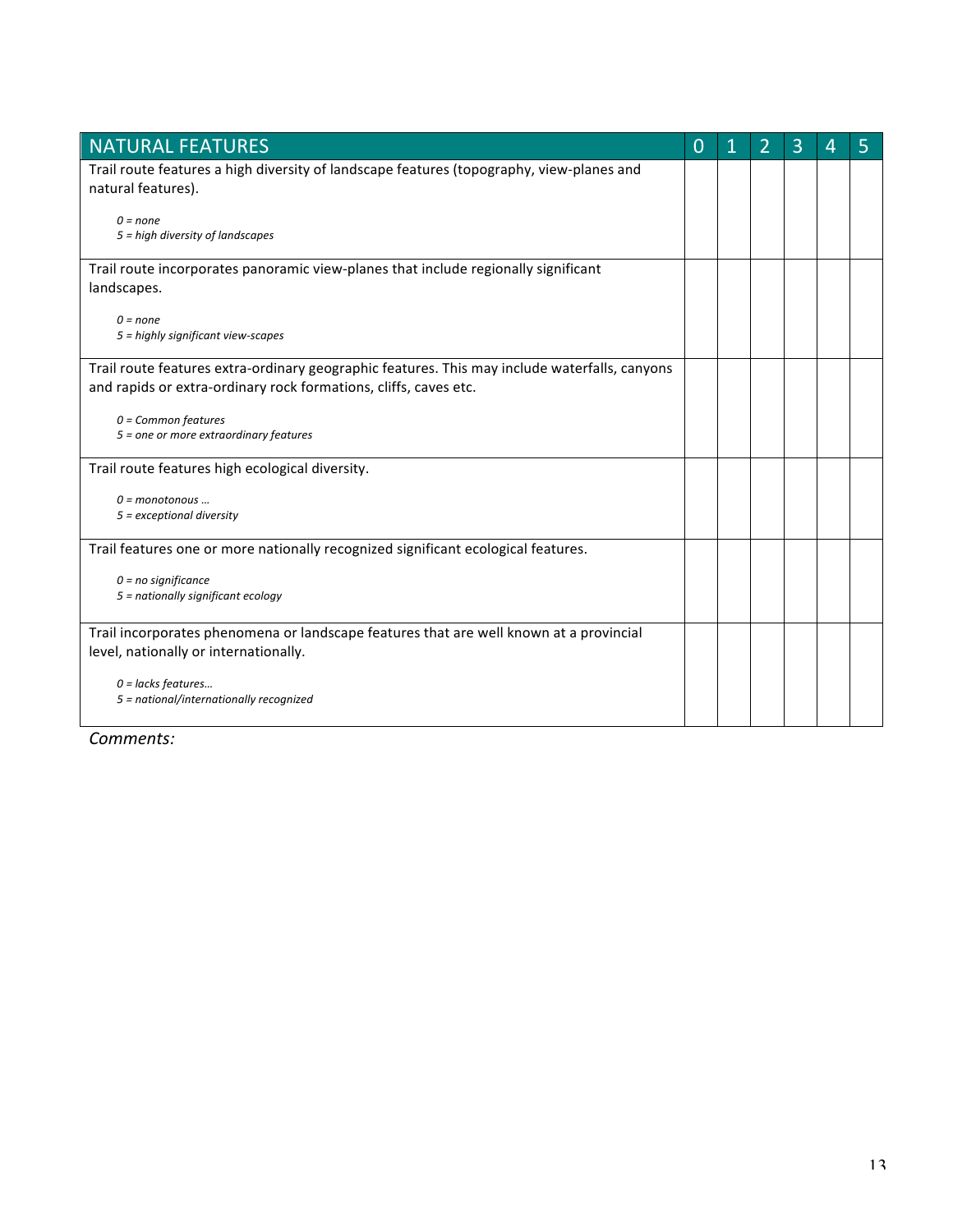| NATURAL FEATURES | 0 | 1 | 2 | 3 | 4 | 5 |
|---|---|---|---|---|---|---|
| Trail route features a high diversity of landscape features (topography, view-planes and natural features).<br><br>*0 = none*<br>*5 = high diversity of landscapes* | | | | | | |
| Trail route incorporates panoramic view-planes that include regionally significant landscapes.<br><br>*0 = none*<br>*5 = highly significant view-scapes* | | | | | | |
| Trail route features extra-ordinary geographic features. This may include waterfalls, canyons and rapids or extra-ordinary rock formations, cliffs, caves etc.<br><br>*0 = Common features*<br>*5 = one or more extraordinary features* | | | | | | |
| Trail route features high ecological diversity.<br><br>*0 = monotonous …*<br>*5 = exceptional diversity* | | | | | | |
| Trail features one or more nationally recognized significant ecological features.<br><br>*0 = no significance*<br>*5 = nationally significant ecology* | | | | | | |
| Trail incorporates phenomena or landscape features that are well known at a provincial level, nationally or internationally.<br><br>*0 = lacks features…*<br>*5 = national/internationally recognized* | | | | | | |

*Comments:*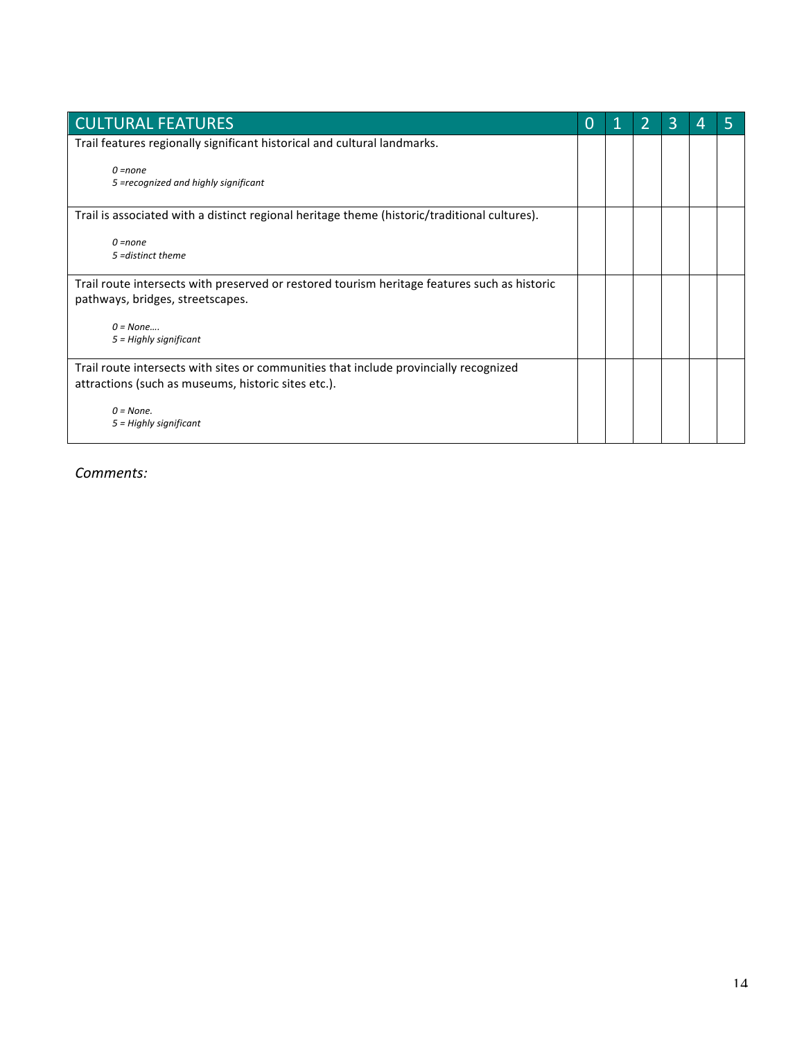| CULTURAL FEATURES | 0 | 1 | 2 | 3 | 4 | 5 |
|---|---|---|---|---|---|---|
| Trail features regionally significant historical and cultural landmarks.<br><br>*0 =none*<br>*5 =recognized and highly significant* | | | | | | |
| Trail is associated with a distinct regional heritage theme (historic/traditional cultures).<br><br>*0 =none*<br>*5 =distinct theme* | | | | | | |
| Trail route intersects with preserved or restored tourism heritage features such as historic pathways, bridges, streetscapes.<br><br>*0 = None….*<br>*5 = Highly significant* | | | | | | |
| Trail route intersects with sites or communities that include provincially recognized attractions (such as museums, historic sites etc.).<br><br>*0 = None.*<br>*5 = Highly significant* | | | | | | |

*Comments:*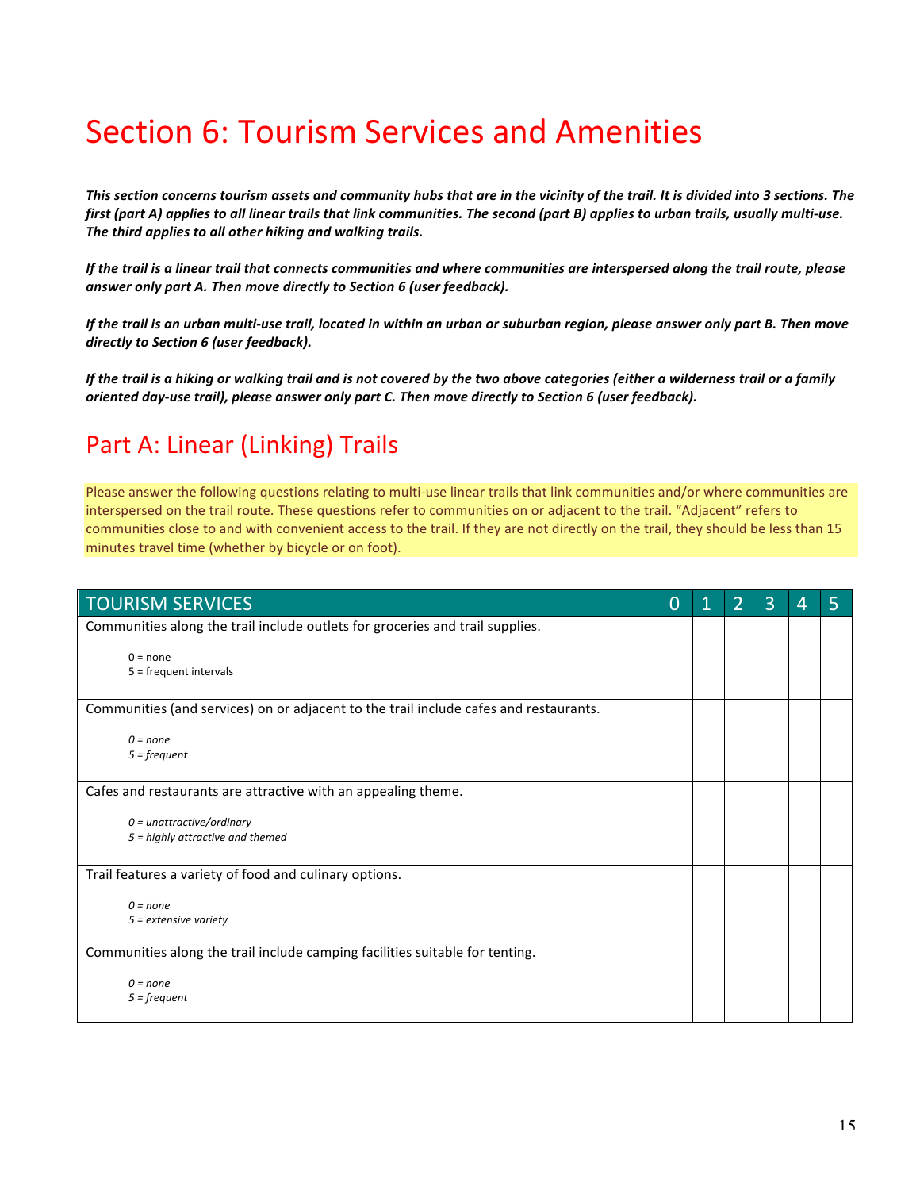# Section 6: Tourism Services and Amenities

***This section concerns tourism assets and community hubs that are in the vicinity of the trail. It is divided into 3 sections. The first (part A) applies to all linear trails that link communities. The second (part B) applies to urban trails, usually multi-use. The third applies to all other hiking and walking trails.***

***If the trail is a linear trail that connects communities and where communities are interspersed along the trail route, please answer only part A. Then move directly to Section 6 (user feedback).***

***If the trail is an urban multi-use trail, located in within an urban or suburban region, please answer only part B. Then move directly to Section 6 (user feedback).***

***If the trail is a hiking or walking trail and is not covered by the two above categories (either a wilderness trail or a family oriented day-use trail), please answer only part C. Then move directly to Section 6 (user feedback).***

## Part A: Linear (Linking) Trails

Please answer the following questions relating to multi-use linear trails that link communities and/or where communities are interspersed on the trail route. These questions refer to communities on or adjacent to the trail. "Adjacent" refers to communities close to and with convenient access to the trail. If they are not directly on the trail, they should be less than 15 minutes travel time (whether by bicycle or on foot).

| TOURISM SERVICES | 0 | 1 | 2 | 3 | 4 | 5 |
|---|---|---|---|---|---|---|
| Communities along the trail include outlets for groceries and trail supplies.<br><br>0 = none<br>5 = frequent intervals | | | | | | |
| Communities (and services) on or adjacent to the trail include cafes and restaurants.<br><br>*0 = none*<br>*5 = frequent* | | | | | | |
| Cafes and restaurants are attractive with an appealing theme.<br><br>*0 = unattractive/ordinary*<br>*5 = highly attractive and themed* | | | | | | |
| Trail features a variety of food and culinary options.<br><br>*0 = none*<br>*5 = extensive variety* | | | | | | |
| Communities along the trail include camping facilities suitable for tenting.<br><br>*0 = none*<br>*5 = frequent* | | | | | | |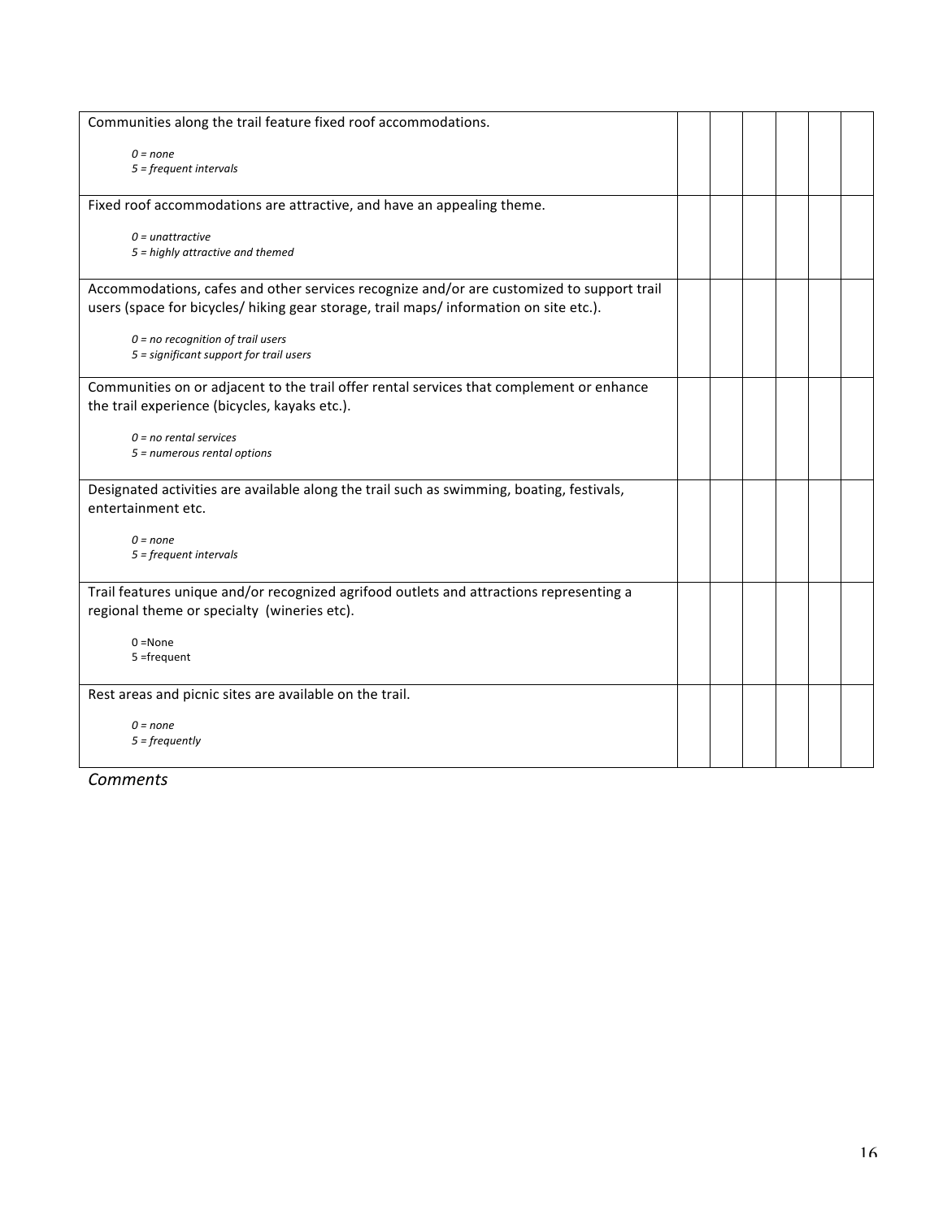| | | | | | | |
|---|---|---|---|---|---|---|
| Communities along the trail feature fixed roof accommodations.<br><br>*0 = none*<br>*5 = frequent intervals* | | | | | | |
| Fixed roof accommodations are attractive, and have an appealing theme.<br><br>*0 = unattractive*<br>*5 = highly attractive and themed* | | | | | | |
| Accommodations, cafes and other services recognize and/or are customized to support trail users (space for bicycles/ hiking gear storage, trail maps/ information on site etc.).<br><br>*0 = no recognition of trail users*<br>*5 = significant support for trail users* | | | | | | |
| Communities on or adjacent to the trail offer rental services that complement or enhance the trail experience (bicycles, kayaks etc.).<br><br>*0 = no rental services*<br>*5 = numerous rental options* | | | | | | |
| Designated activities are available along the trail such as swimming, boating, festivals, entertainment etc.<br><br>*0 = none*<br>*5 = frequent intervals* | | | | | | |
| Trail features unique and/or recognized agrifood outlets and attractions representing a regional theme or specialty (wineries etc).<br><br>0 =None<br>5 =frequent | | | | | | |
| Rest areas and picnic sites are available on the trail.<br><br>*0 = none*<br>*5 = frequently* | | | | | | |

*Comments*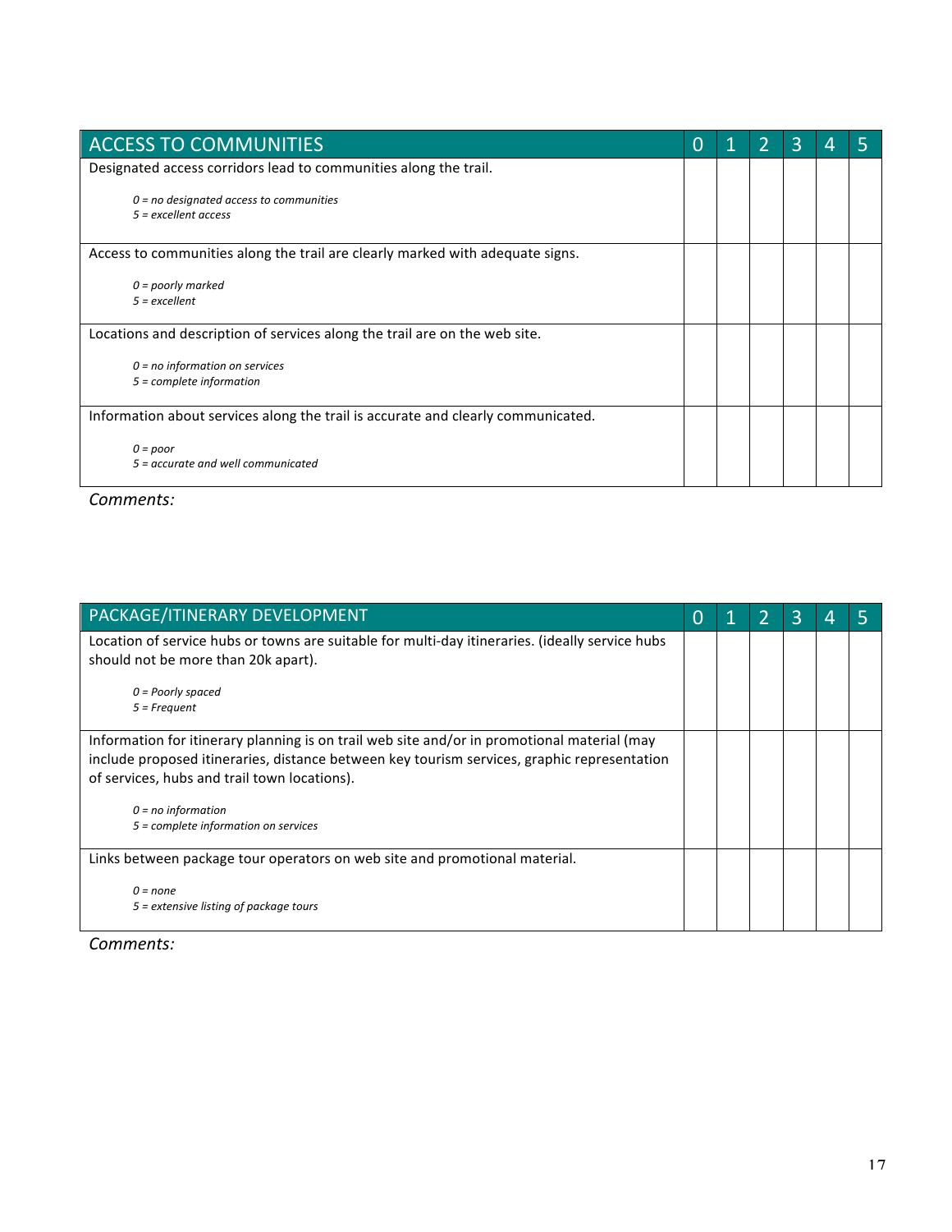| ACCESS TO COMMUNITIES | 0 | 1 | 2 | 3 | 4 | 5 |
|---|---|---|---|---|---|---|
| Designated access corridors lead to communities along the trail.<br><br>*0 = no designated access to communities*<br>*5 = excellent access* | | | | | | |
| Access to communities along the trail are clearly marked with adequate signs.<br><br>*0 = poorly marked*<br>*5 = excellent* | | | | | | |
| Locations and description of services along the trail are on the web site.<br><br>*0 = no information on services*<br>*5 = complete information* | | | | | | |
| Information about services along the trail is accurate and clearly communicated.<br><br>*0 = poor*<br>*5 = accurate and well communicated* | | | | | | |

*Comments:*

| PACKAGE/ITINERARY DEVELOPMENT | 0 | 1 | 2 | 3 | 4 | 5 |
|---|---|---|---|---|---|---|
| Location of service hubs or towns are suitable for multi-day itineraries. (ideally service hubs should not be more than 20k apart).<br><br>*0 = Poorly spaced*<br>*5 = Frequent* | | | | | | |
| Information for itinerary planning is on trail web site and/or in promotional material (may include proposed itineraries, distance between key tourism services, graphic representation of services, hubs and trail town locations).<br><br>*0 = no information*<br>*5 = complete information on services* | | | | | | |
| Links between package tour operators on web site and promotional material.<br><br>*0 = none*<br>*5 = extensive listing of package tours* | | | | | | |

*Comments:*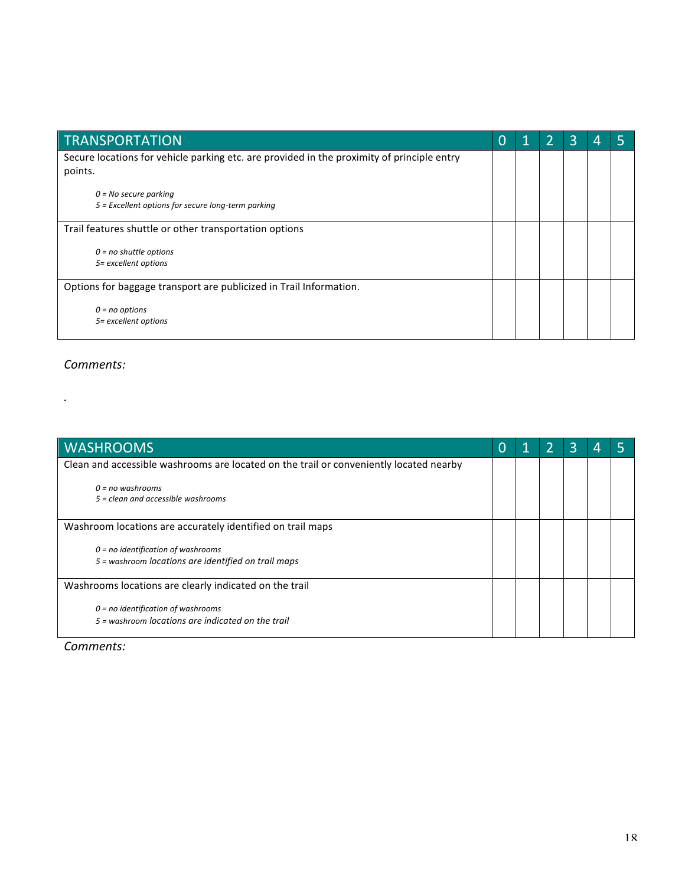| TRANSPORTATION | 0 | 1 | 2 | 3 | 4 | 5 |
|---|---|---|---|---|---|---|
| Secure locations for vehicle parking etc. are provided in the proximity of principle entry points.<br><br>*0 = No secure parking*<br>*5 = Excellent options for secure long-term parking* | | | | | | |
| Trail features shuttle or other transportation options<br><br>*0 = no shuttle options*<br>*5= excellent options* | | | | | | |
| Options for baggage transport are publicized in Trail Information.<br><br>*0 = no options*<br>*5= excellent options* | | | | | | |

*Comments:*

.

| WASHROOMS | 0 | 1 | 2 | 3 | 4 | 5 |
|---|---|---|---|---|---|---|
| Clean and accessible washrooms are located on the trail or conveniently located nearby<br><br>*0 = no washrooms*<br>*5 = clean and accessible washrooms* | | | | | | |
| Washroom locations are accurately identified on trail maps<br><br>*0 = no identification of washrooms*<br>*5 = washroom locations are identified on trail maps* | | | | | | |
| Washrooms locations are clearly indicated on the trail<br><br>*0 = no identification of washrooms*<br>*5 = washroom locations are indicated on the trail* | | | | | | |

*Comments:*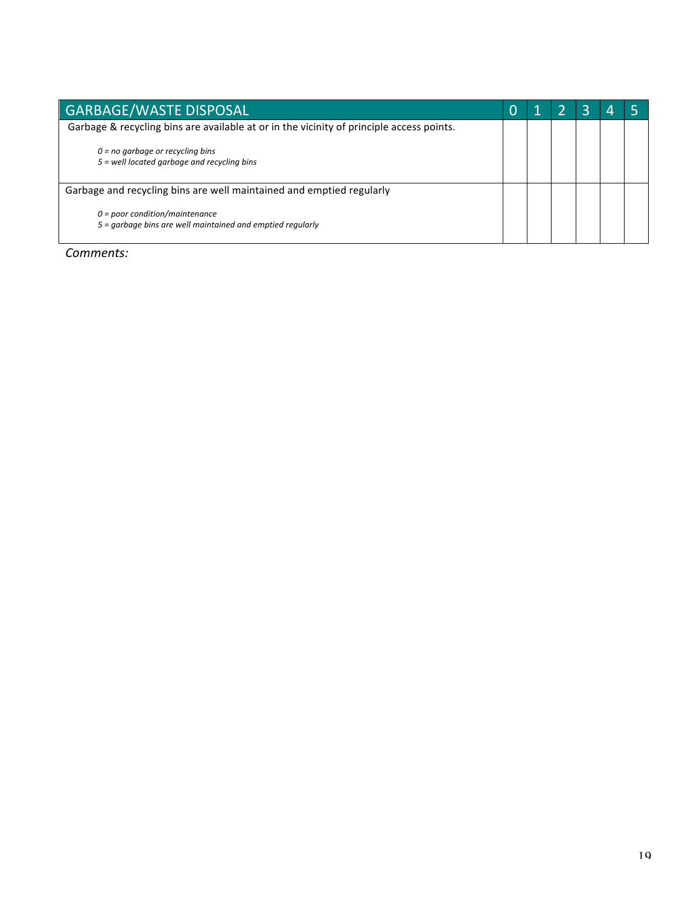| GARBAGE/WASTE DISPOSAL | 0 | 1 | 2 | 3 | 4 | 5 |
|---|---|---|---|---|---|---|
| Garbage & recycling bins are available at or in the vicinity of principle access points.<br><br>*0 = no garbage or recycling bins*<br>*5 = well located garbage and recycling bins* | | | | | | |
| Garbage and recycling bins are well maintained and emptied regularly<br><br>*0 = poor condition/maintenance*<br>*5 = garbage bins are well maintained and emptied regularly* | | | | | | |

*Comments:*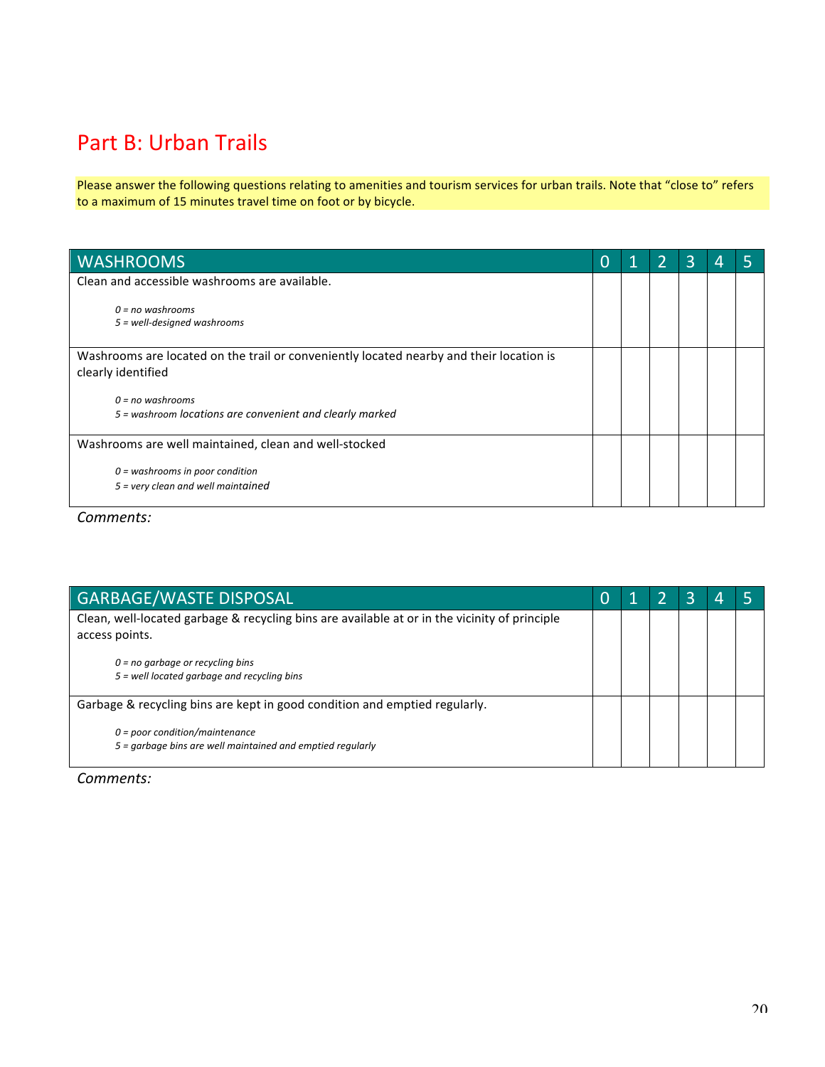# Part B: Urban Trails

Please answer the following questions relating to amenities and tourism services for urban trails. Note that "close to" refers to a maximum of 15 minutes travel time on foot or by bicycle.

| WASHROOMS | 0 | 1 | 2 | 3 | 4 | 5 |
|---|---|---|---|---|---|---|
| Clean and accessible washrooms are available.<br><br>*0 = no washrooms*<br>*5 = well-designed washrooms* | | | | | | |
| Washrooms are located on the trail or conveniently located nearby and their location is clearly identified<br><br>*0 = no washrooms*<br>*5 = washroom locations are convenient and clearly marked* | | | | | | |
| Washrooms are well maintained, clean and well-stocked<br><br>*0 = washrooms in poor condition*<br>*5 = very clean and well maintained* | | | | | | |

*Comments:*

| GARBAGE/WASTE DISPOSAL | 0 | 1 | 2 | 3 | 4 | 5 |
|---|---|---|---|---|---|---|
| Clean, well-located garbage & recycling bins are available at or in the vicinity of principle access points.<br><br>*0 = no garbage or recycling bins*<br>*5 = well located garbage and recycling bins* | | | | | | |
| Garbage & recycling bins are kept in good condition and emptied regularly.<br><br>*0 = poor condition/maintenance*<br>*5 = garbage bins are well maintained and emptied regularly* | | | | | | |

*Comments:*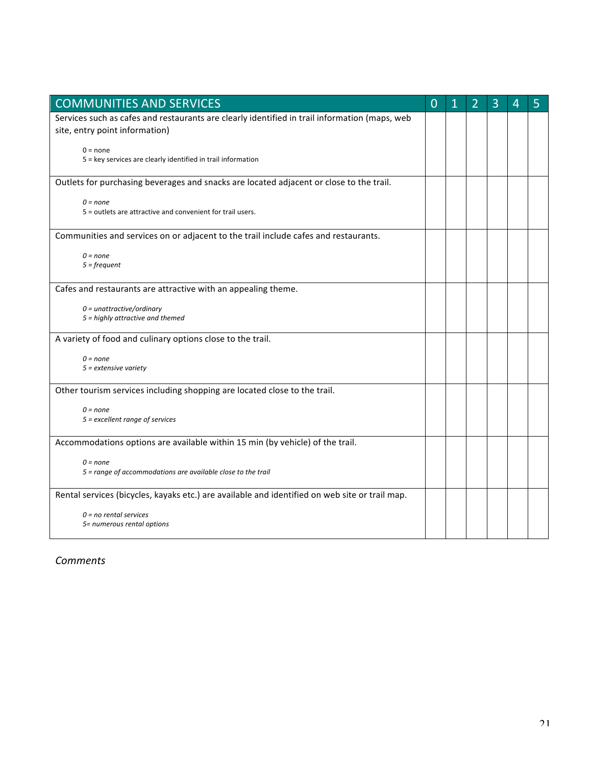| COMMUNITIES AND SERVICES | 0 | 1 | 2 | 3 | 4 | 5 |
|---|---|---|---|---|---|---|
| Services such as cafes and restaurants are clearly identified in trail information (maps, web site, entry point information)<br><br>0 = none<br>5 = key services are clearly identified in trail information | | | | | | |
| Outlets for purchasing beverages and snacks are located adjacent or close to the trail.<br><br>*0 = none*<br>5 = outlets are attractive and convenient for trail users. | | | | | | |
| Communities and services on or adjacent to the trail include cafes and restaurants.<br><br>*0 = none*<br>*5 = frequent* | | | | | | |
| Cafes and restaurants are attractive with an appealing theme.<br><br>*0 = unattractive/ordinary*<br>*5 = highly attractive and themed* | | | | | | |
| A variety of food and culinary options close to the trail.<br><br>*0 = none*<br>*5 = extensive variety* | | | | | | |
| Other tourism services including shopping are located close to the trail.<br><br>*0 = none*<br>*5 = excellent range of services* | | | | | | |
| Accommodations options are available within 15 min (by vehicle) of the trail.<br><br>*0 = none*<br>*5 = range of accommodations are available close to the trail* | | | | | | |
| Rental services (bicycles, kayaks etc.) are available and identified on web site or trail map.<br><br>*0 = no rental services*<br>*5= numerous rental options* | | | | | | |

*Comments*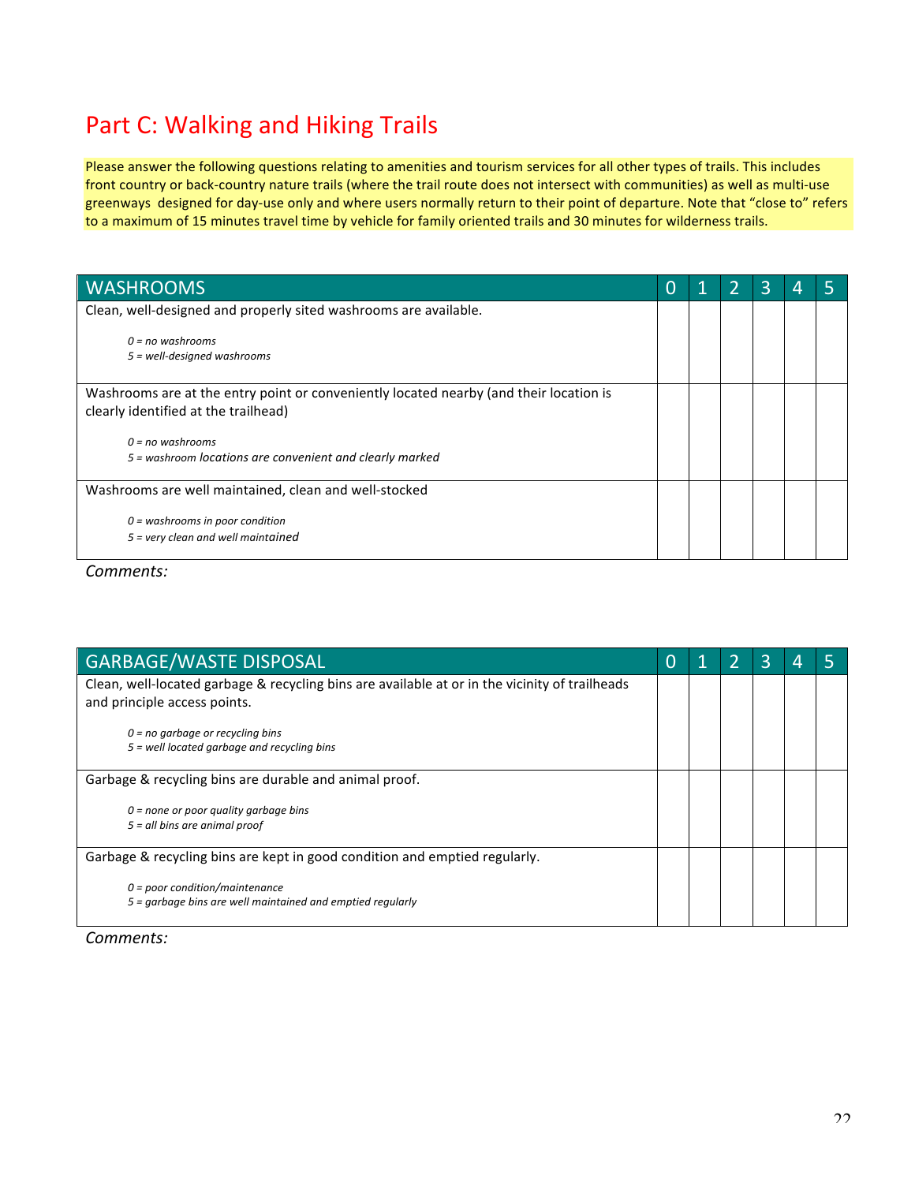# Part C: Walking and Hiking Trails

Please answer the following questions relating to amenities and tourism services for all other types of trails. This includes front country or back-country nature trails (where the trail route does not intersect with communities) as well as multi-use greenways designed for day-use only and where users normally return to their point of departure. Note that "close to" refers to a maximum of 15 minutes travel time by vehicle for family oriented trails and 30 minutes for wilderness trails.

| WASHROOMS | 0 | 1 | 2 | 3 | 4 | 5 |
|---|---|---|---|---|---|---|
| Clean, well-designed and properly sited washrooms are available.<br><br>*0 = no washrooms*<br>*5 = well-designed washrooms* | | | | | | |
| Washrooms are at the entry point or conveniently located nearby (and their location is clearly identified at the trailhead)<br><br>*0 = no washrooms*<br>*5 = washroom locations are convenient and clearly marked* | | | | | | |
| Washrooms are well maintained, clean and well-stocked<br><br>*0 = washrooms in poor condition*<br>*5 = very clean and well maintained* | | | | | | |

*Comments:*

| GARBAGE/WASTE DISPOSAL | 0 | 1 | 2 | 3 | 4 | 5 |
|---|---|---|---|---|---|---|
| Clean, well-located garbage & recycling bins are available at or in the vicinity of trailheads and principle access points.<br><br>*0 = no garbage or recycling bins*<br>*5 = well located garbage and recycling bins* | | | | | | |
| Garbage & recycling bins are durable and animal proof.<br><br>*0 = none or poor quality garbage bins*<br>*5 = all bins are animal proof* | | | | | | |
| Garbage & recycling bins are kept in good condition and emptied regularly.<br><br>*0 = poor condition/maintenance*<br>*5 = garbage bins are well maintained and emptied regularly* | | | | | | |

*Comments:*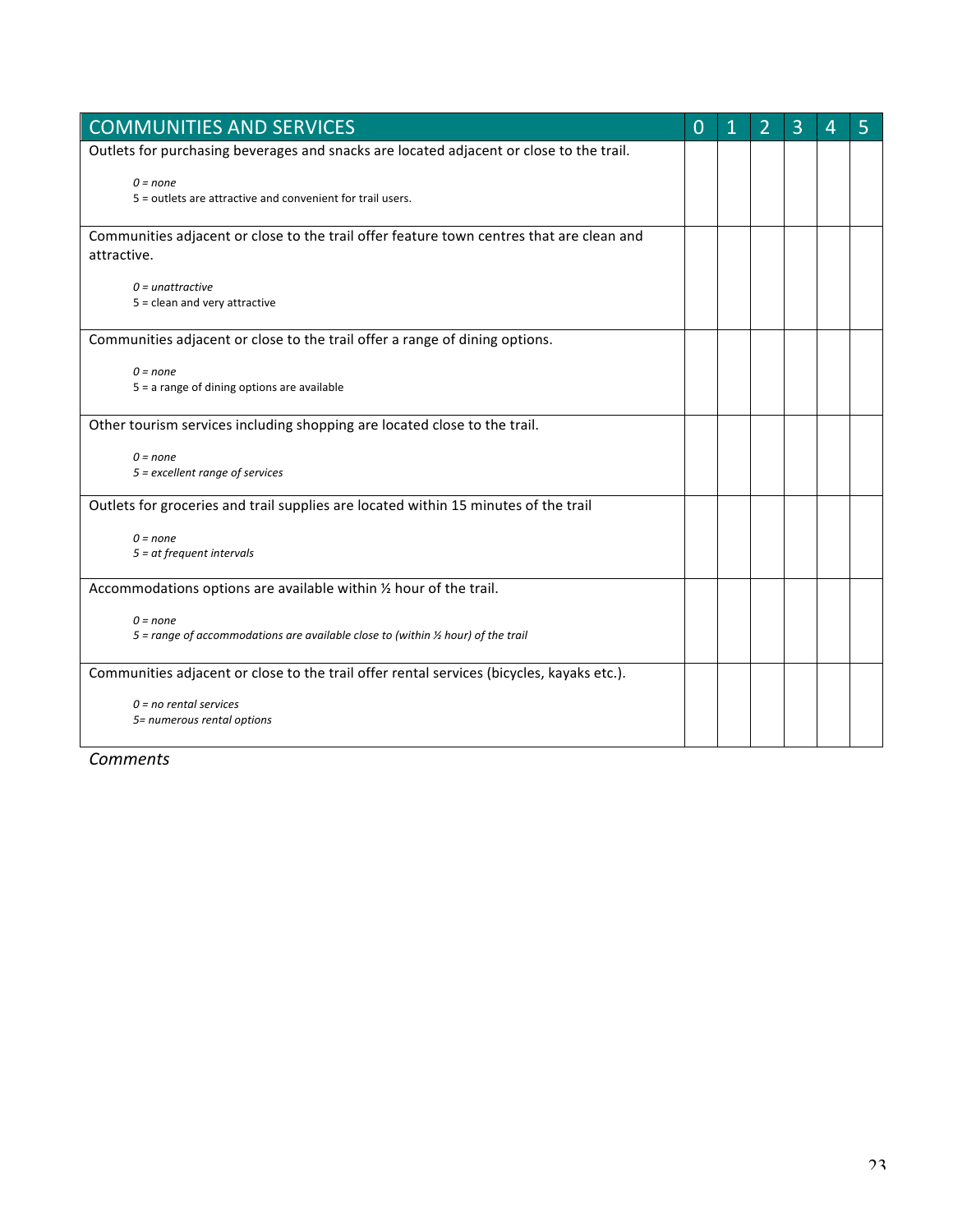| COMMUNITIES AND SERVICES | 0 | 1 | 2 | 3 | 4 | 5 |
|---|---|---|---|---|---|---|
| Outlets for purchasing beverages and snacks are located adjacent or close to the trail.<br><br>*0 = none*<br>5 = outlets are attractive and convenient for trail users. | | | | | | |
| Communities adjacent or close to the trail offer feature town centres that are clean and attractive.<br><br>*0 = unattractive*<br>5 = clean and very attractive | | | | | | |
| Communities adjacent or close to the trail offer a range of dining options.<br><br>*0 = none*<br>5 = a range of dining options are available | | | | | | |
| Other tourism services including shopping are located close to the trail.<br><br>*0 = none*<br>*5 = excellent range of services* | | | | | | |
| Outlets for groceries and trail supplies are located within 15 minutes of the trail<br><br>*0 = none*<br>*5 = at frequent intervals* | | | | | | |
| Accommodations options are available within ½ hour of the trail.<br><br>*0 = none*<br>*5 = range of accommodations are available close to (within ½ hour) of the trail* | | | | | | |
| Communities adjacent or close to the trail offer rental services (bicycles, kayaks etc.).<br><br>*0 = no rental services*<br>*5= numerous rental options* | | | | | | |

*Comments*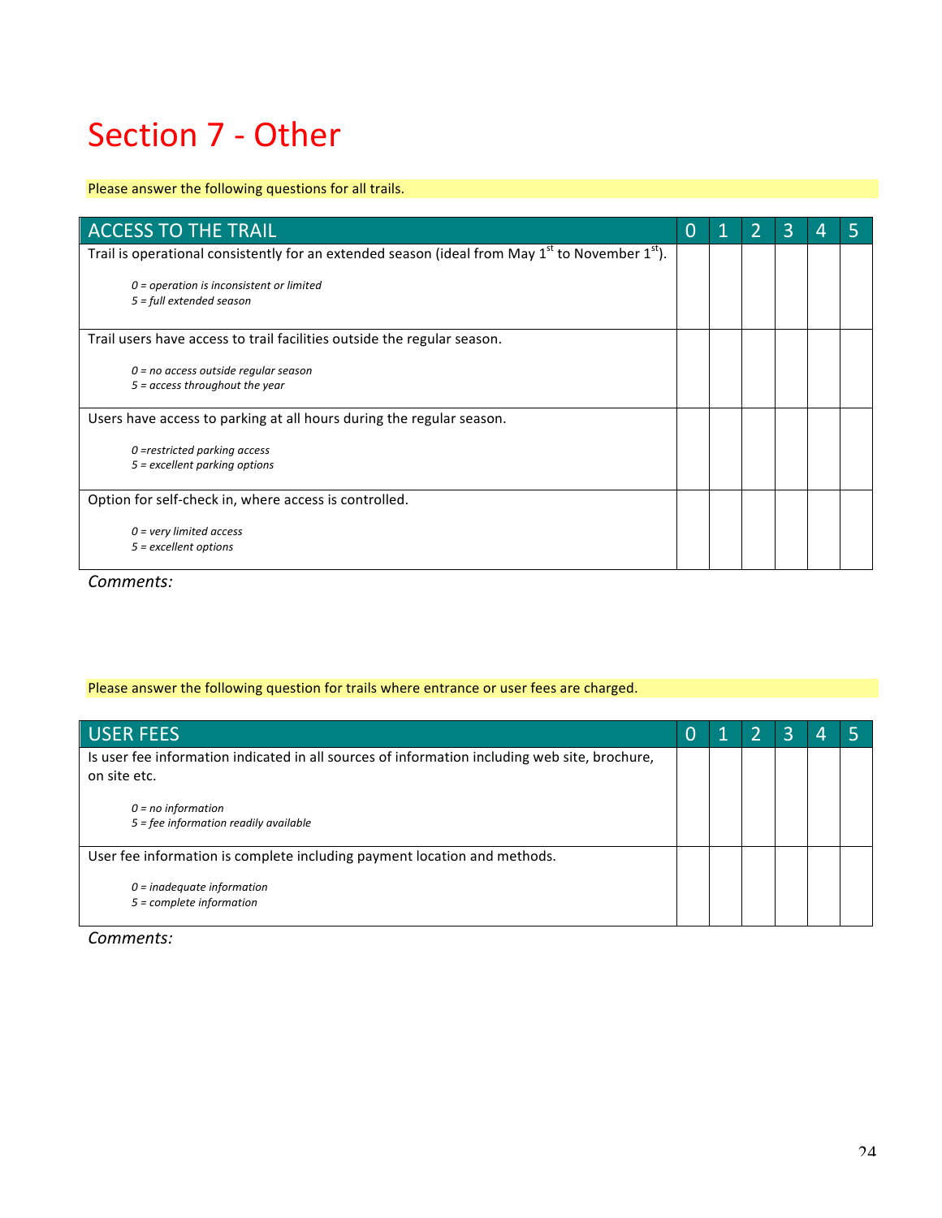# Section 7 - Other

Please answer the following questions for all trails.

| ACCESS TO THE TRAIL | 0 | 1 | 2 | 3 | 4 | 5 |
|---|---|---|---|---|---|---|
| Trail is operational consistently for an extended season (ideal from May 1st to November 1st).<br><br>*0 = operation is inconsistent or limited*<br>*5 = full extended season* | | | | | | |
| Trail users have access to trail facilities outside the regular season.<br><br>*0 = no access outside regular season*<br>*5 = access throughout the year* | | | | | | |
| Users have access to parking at all hours during the regular season.<br><br>*0 =restricted parking access*<br>*5 = excellent parking options* | | | | | | |
| Option for self-check in, where access is controlled.<br><br>*0 = very limited access*<br>*5 = excellent options* | | | | | | |

*Comments:*

Please answer the following question for trails where entrance or user fees are charged.

| USER FEES | 0 | 1 | 2 | 3 | 4 | 5 |
|---|---|---|---|---|---|---|
| Is user fee information indicated in all sources of information including web site, brochure, on site etc.<br><br>*0 = no information*<br>*5 = fee information readily available* | | | | | | |
| User fee information is complete including payment location and methods.<br><br>*0 = inadequate information*<br>*5 = complete information* | | | | | | |

*Comments:*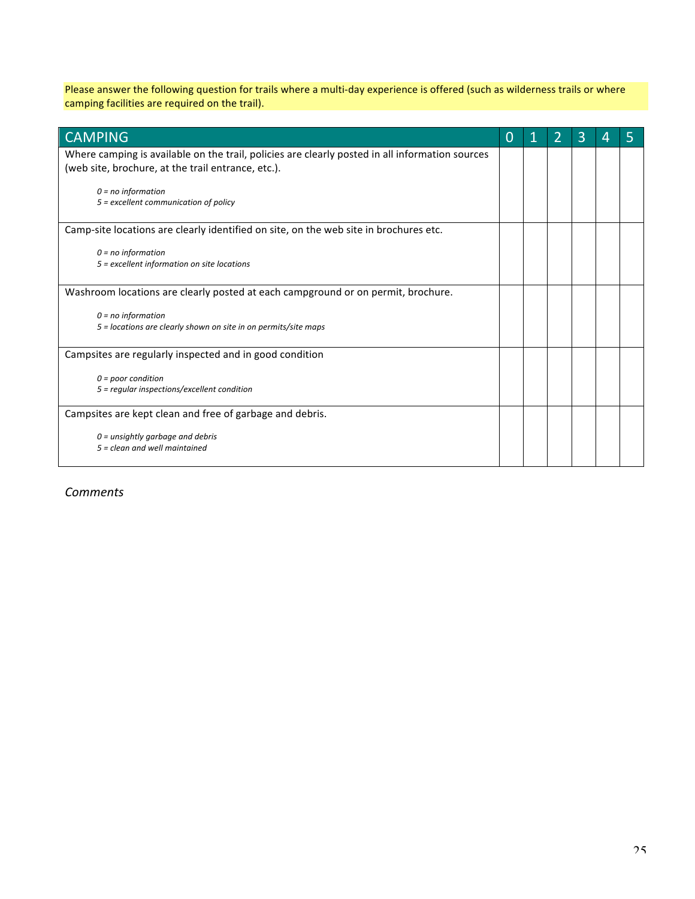Please answer the following question for trails where a multi-day experience is offered (such as wilderness trails or where camping facilities are required on the trail).

| CAMPING | 0 | 1 | 2 | 3 | 4 | 5 |
|---|---|---|---|---|---|---|
| Where camping is available on the trail, policies are clearly posted in all information sources (web site, brochure, at the trail entrance, etc.).<br><br>*0 = no information*<br>*5 = excellent communication of policy* | | | | | | |
| Camp-site locations are clearly identified on site, on the web site in brochures etc.<br><br>*0 = no information*<br>*5 = excellent information on site locations* | | | | | | |
| Washroom locations are clearly posted at each campground or on permit, brochure.<br><br>*0 = no information*<br>*5 = locations are clearly shown on site in on permits/site maps* | | | | | | |
| Campsites are regularly inspected and in good condition<br><br>*0 = poor condition*<br>*5 = regular inspections/excellent condition* | | | | | | |
| Campsites are kept clean and free of garbage and debris.<br><br>*0 = unsightly garbage and debris*<br>*5 = clean and well maintained* | | | | | | |

*Comments*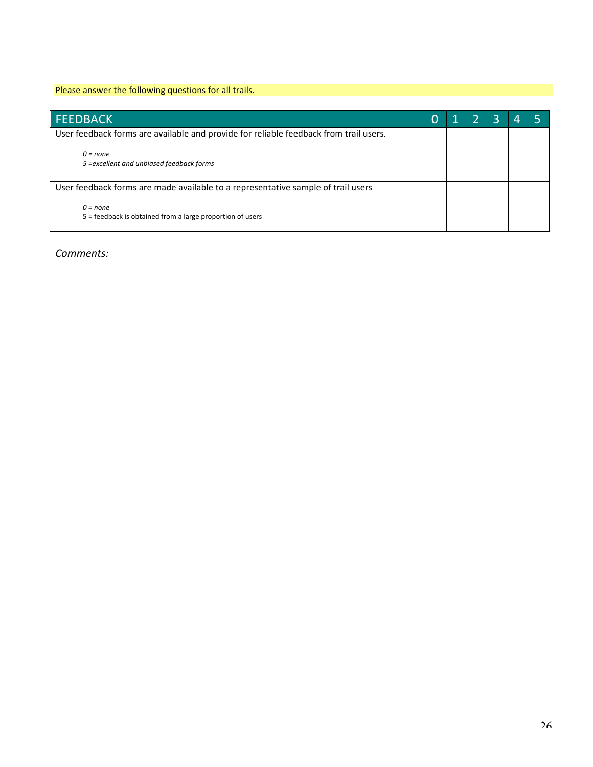Please answer the following questions for all trails.

| FEEDBACK | 0 | 1 | 2 | 3 | 4 | 5 |
| --- | --- | --- | --- | --- | --- | --- |
| User feedback forms are available and provide for reliable feedback from trail users.<br><br>*0 = none*<br>*5 =excellent and unbiased feedback forms* | | | | | | |
| User feedback forms are made available to a representative sample of trail users<br><br>*0 = none*<br>5 = feedback is obtained from a large proportion of users | | | | | | |

*Comments:*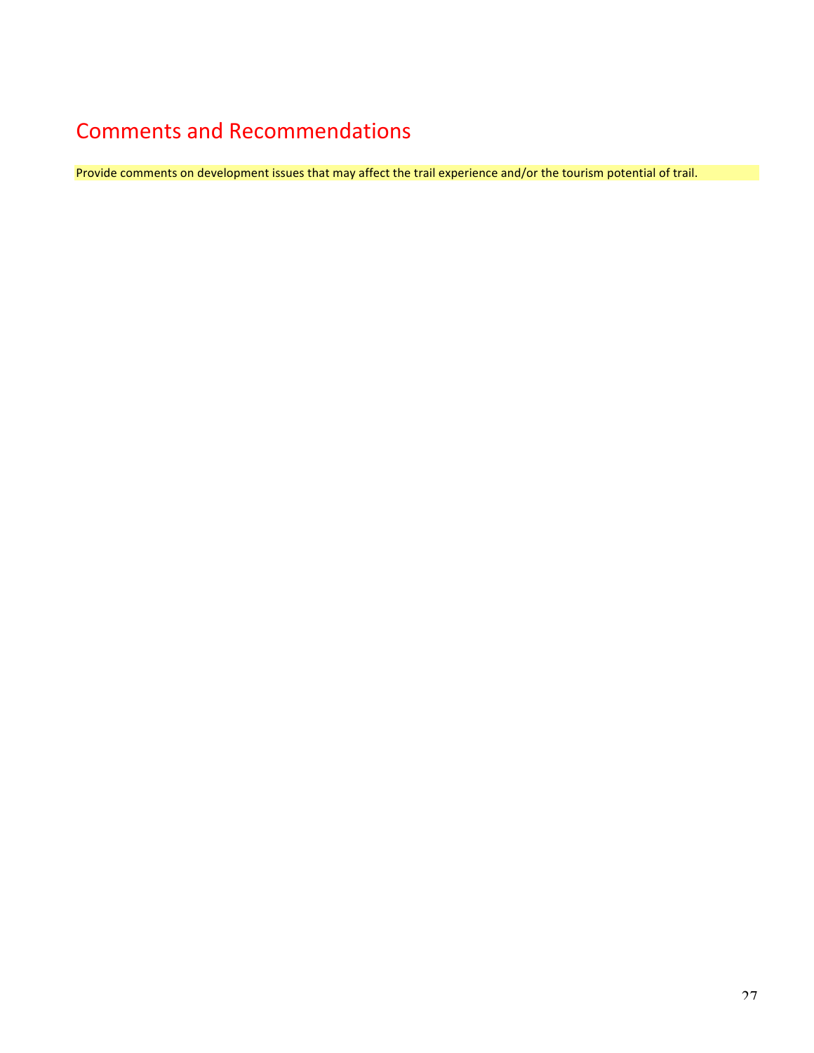# Comments and Recommendations

Provide comments on development issues that may affect the trail experience and/or the tourism potential of trail.